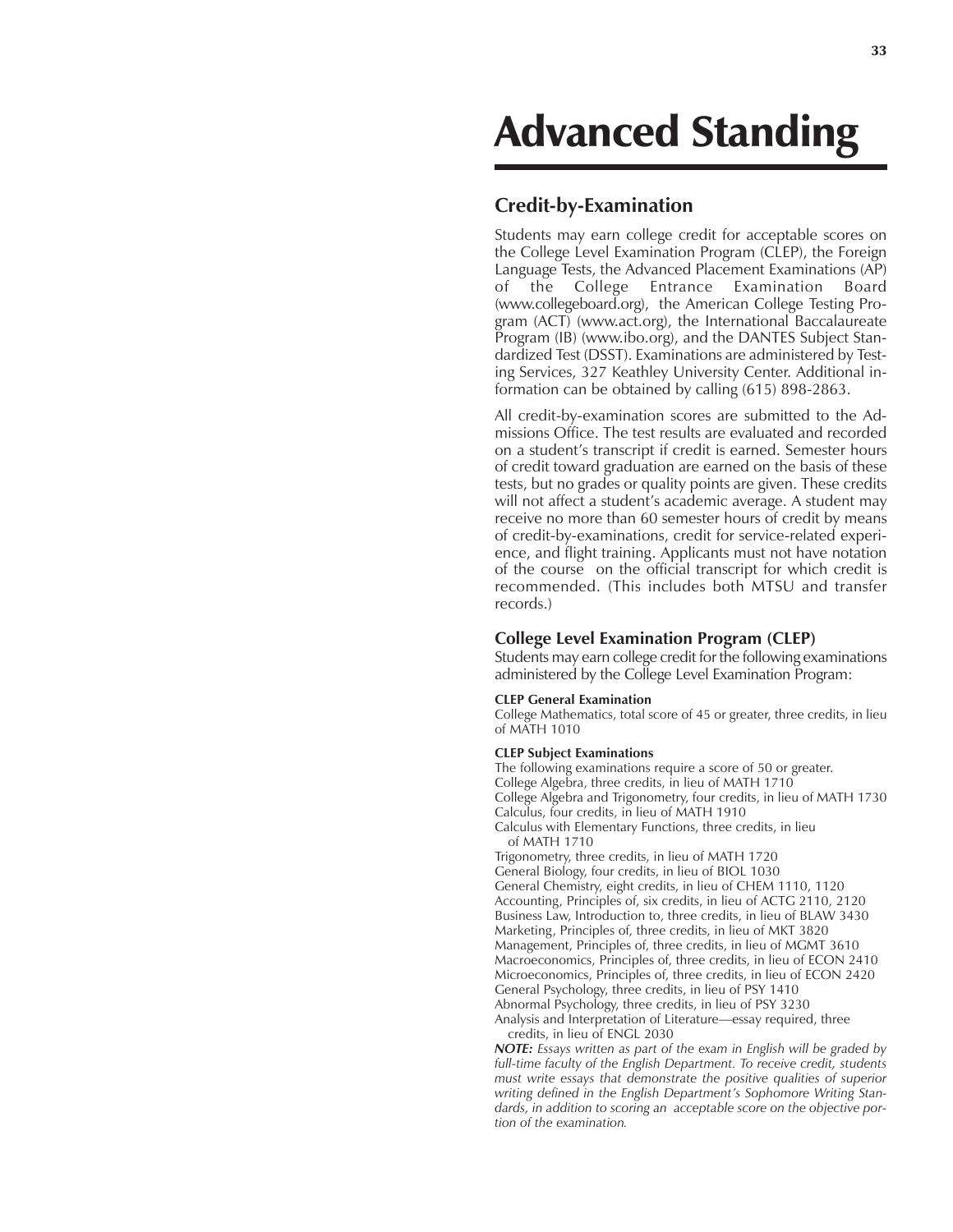# Advanced Standing

## Credit-by-Examination

Students may earn college credit for acceptable scores on the College Level Examination Program (CLEP), the Foreign Language Tests, the Advanced Placement Examinations (AP) of the College Entrance Examination Board (www.collegeboard.org), the American College Testing Program (ACT) (www.act.org), the International Baccalaureate Program (IB) (www.ibo.org), and the DANTES Subject Standardized Test (DSST). Examinations are administered by Testing Services, 327 Keathley University Center. Additional information can be obtained by calling (615) 898-2863.

All credit-by-examination scores are submitted to the Admissions Office. The test results are evaluated and recorded on a student's transcript if credit is earned. Semester hours of credit toward graduation are earned on the basis of these tests, but no grades or quality points are given. These credits will not affect a student's academic average. A student may receive no more than 60 semester hours of credit by means of credit-by-examinations, credit for service-related experience, and flight training. Applicants must not have notation of the course on the official transcript for which credit is recommended. (This includes both MTSU and transfer records.)

### College Level Examination Program (CLEP)

Students may earn college credit for the following examinations administered by the College Level Examination Program:

**CLEP General Examination**

College Mathematics, total score of 45 or greater, three credits, in lieu of MATH 1010

**CLEP Subject Examinations**

The following examinations require a score of 50 or greater.
College Algebra, three credits, in lieu of MATH 1710
College Algebra and Trigonometry, four credits, in lieu of MATH 1730
Calculus, four credits, in lieu of MATH 1910
Calculus with Elementary Functions, three credits, in lieu of MATH 1710
Trigonometry, three credits, in lieu of MATH 1720
General Biology, four credits, in lieu of BIOL 1030
General Chemistry, eight credits, in lieu of CHEM 1110, 1120
Accounting, Principles of, six credits, in lieu of ACTG 2110, 2120
Business Law, Introduction to, three credits, in lieu of BLAW 3430
Marketing, Principles of, three credits, in lieu of MKT 3820
Management, Principles of, three credits, in lieu of MGMT 3610
Macroeconomics, Principles of, three credits, in lieu of ECON 2410
Microeconomics, Principles of, three credits, in lieu of ECON 2420
General Psychology, three credits, in lieu of PSY 1410
Abnormal Psychology, three credits, in lieu of PSY 3230
Analysis and Interpretation of Literature—essay required, three credits, in lieu of ENGL 2030

***NOTE:*** *Essays written as part of the exam in English will be graded by full-time faculty of the English Department. To receive credit, students must write essays that demonstrate the positive qualities of superior writing defined in the English Department's Sophomore Writing Standards, in addition to scoring an acceptable score on the objective portion of the examination.*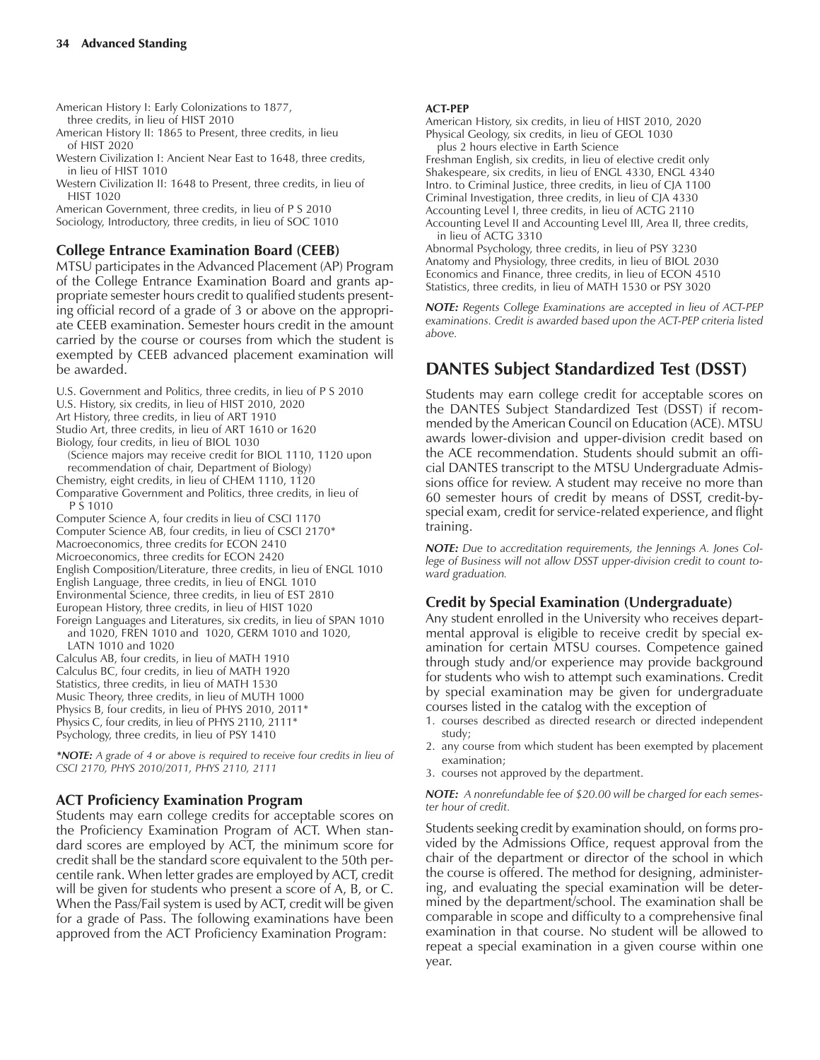American History I: Early Colonizations to 1877, three credits, in lieu of HIST 2010
American History II: 1865 to Present, three credits, in lieu of HIST 2020
Western Civilization I: Ancient Near East to 1648, three credits, in lieu of HIST 1010
Western Civilization II: 1648 to Present, three credits, in lieu of HIST 1020
American Government, three credits, in lieu of P S 2010
Sociology, Introductory, three credits, in lieu of SOC 1010

### College Entrance Examination Board (CEEB)

MTSU participates in the Advanced Placement (AP) Program of the College Entrance Examination Board and grants appropriate semester hours credit to qualified students presenting official record of a grade of 3 or above on the appropriate CEEB examination. Semester hours credit in the amount carried by the course or courses from which the student is exempted by CEEB advanced placement examination will be awarded.

U.S. Government and Politics, three credits, in lieu of P S 2010
U.S. History, six credits, in lieu of HIST 2010, 2020
Art History, three credits, in lieu of ART 1910
Studio Art, three credits, in lieu of ART 1610 or 1620
Biology, four credits, in lieu of BIOL 1030
(Science majors may receive credit for BIOL 1110, 1120 upon recommendation of chair, Department of Biology)
Chemistry, eight credits, in lieu of CHEM 1110, 1120
Comparative Government and Politics, three credits, in lieu of P S 1010
Computer Science A, four credits in lieu of CSCI 1170
Computer Science AB, four credits, in lieu of CSCI 2170*
Macroeconomics, three credits for ECON 2410
Microeconomics, three credits for ECON 2420
English Composition/Literature, three credits, in lieu of ENGL 1010
English Language, three credits, in lieu of ENGL 1010
Environmental Science, three credits, in lieu of EST 2810
European History, three credits, in lieu of HIST 1020
Foreign Languages and Literatures, six credits, in lieu of SPAN 1010 and 1020, FREN 1010 and 1020, GERM 1010 and 1020, LATN 1010 and 1020
Calculus AB, four credits, in lieu of MATH 1910
Calculus BC, four credits, in lieu of MATH 1920
Statistics, three credits, in lieu of MATH 1530
Music Theory, three credits, in lieu of MUTH 1000
Physics B, four credits, in lieu of PHYS 2010, 2011*
Physics C, four credits, in lieu of PHYS 2110, 2111*
Psychology, three credits, in lieu of PSY 1410

****NOTE:** A grade of 4 or above is required to receive four credits in lieu of CSCI 2170, PHYS 2010/2011, PHYS 2110, 2111*

### ACT Proficiency Examination Program

Students may earn college credits for acceptable scores on the Proficiency Examination Program of ACT. When standard scores are employed by ACT, the minimum score for credit shall be the standard score equivalent to the 50th percentile rank. When letter grades are employed by ACT, credit will be given for students who present a score of A, B, or C. When the Pass/Fail system is used by ACT, credit will be given for a grade of Pass. The following examinations have been approved from the ACT Proficiency Examination Program:

**ACT-PEP**

American History, six credits, in lieu of HIST 2010, 2020
Physical Geology, six credits, in lieu of GEOL 1030 plus 2 hours elective in Earth Science
Freshman English, six credits, in lieu of elective credit only
Shakespeare, six credits, in lieu of ENGL 4330, ENGL 4340
Intro. to Criminal Justice, three credits, in lieu of CJA 1100
Criminal Investigation, three credits, in lieu of CJA 4330
Accounting Level I, three credits, in lieu of ACTG 2110
Accounting Level II and Accounting Level III, Area II, three credits, in lieu of ACTG 3310
Abnormal Psychology, three credits, in lieu of PSY 3230
Anatomy and Physiology, three credits, in lieu of BIOL 2030
Economics and Finance, three credits, in lieu of ECON 4510
Statistics, three credits, in lieu of MATH 1530 or PSY 3020

***NOTE:** Regents College Examinations are accepted in lieu of ACT-PEP examinations. Credit is awarded based upon the ACT-PEP criteria listed above.*

## DANTES Subject Standardized Test (DSST)

Students may earn college credit for acceptable scores on the DANTES Subject Standardized Test (DSST) if recommended by the American Council on Education (ACE). MTSU awards lower-division and upper-division credit based on the ACE recommendation. Students should submit an official DANTES transcript to the MTSU Undergraduate Admissions office for review. A student may receive no more than 60 semester hours of credit by means of DSST, credit-by-special exam, credit for service-related experience, and flight training.

***NOTE:** Due to accreditation requirements, the Jennings A. Jones College of Business will not allow DSST upper-division credit to count toward graduation.*

### Credit by Special Examination (Undergraduate)

Any student enrolled in the University who receives departmental approval is eligible to receive credit by special examination for certain MTSU courses. Competence gained through study and/or experience may provide background for students who wish to attempt such examinations. Credit by special examination may be given for undergraduate courses listed in the catalog with the exception of

1. courses described as directed research or directed independent study;
2. any course from which student has been exempted by placement examination;
3. courses not approved by the department.

***NOTE:** A nonrefundable fee of $20.00 will be charged for each semester hour of credit.*

Students seeking credit by examination should, on forms provided by the Admissions Office, request approval from the chair of the department or director of the school in which the course is offered. The method for designing, administering, and evaluating the special examination will be determined by the department/school. The examination shall be comparable in scope and difficulty to a comprehensive final examination in that course. No student will be allowed to repeat a special examination in a given course within one year.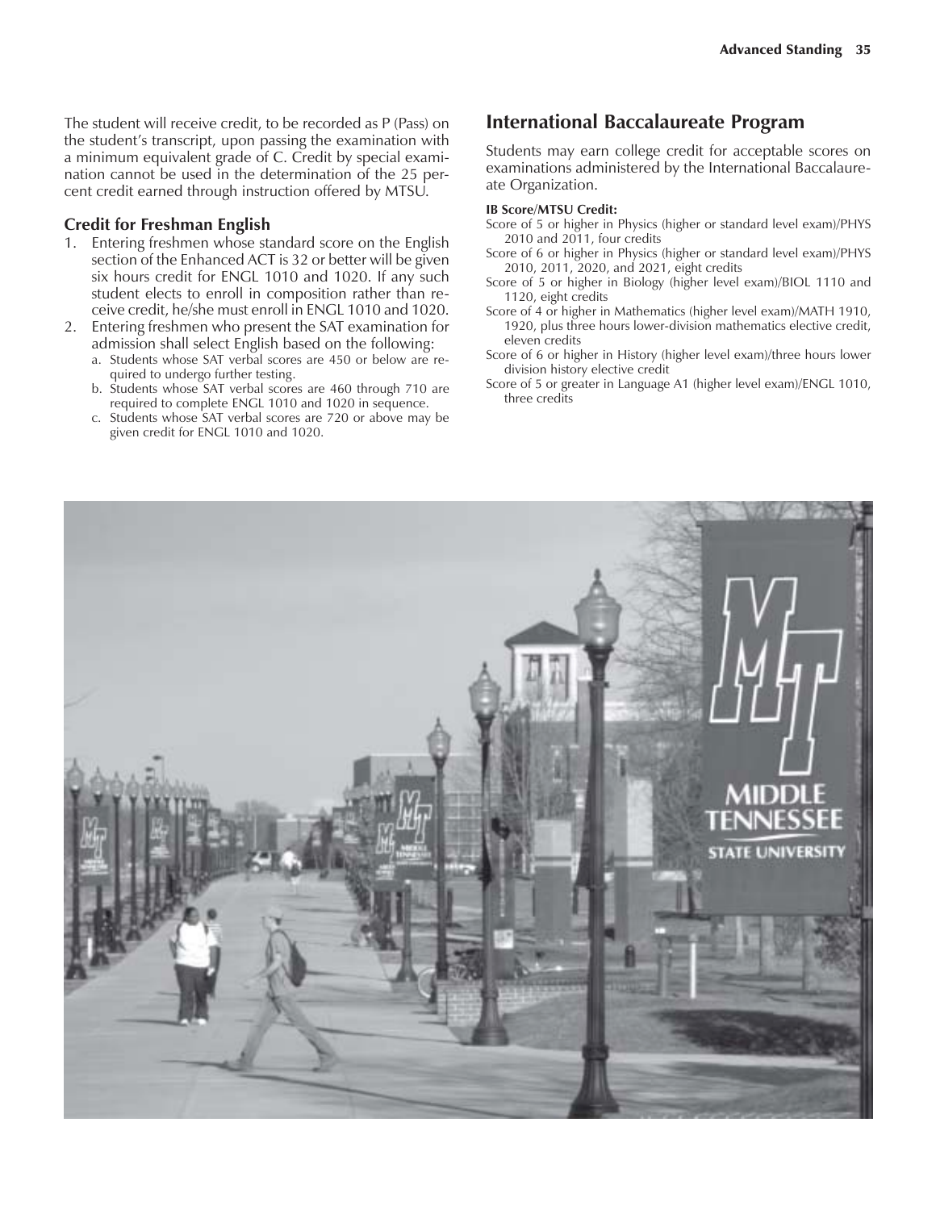The student will receive credit, to be recorded as P (Pass) on the student's transcript, upon passing the examination with a minimum equivalent grade of C. Credit by special examination cannot be used in the determination of the 25 percent credit earned through instruction offered by MTSU.

### Credit for Freshman English

1. Entering freshmen whose standard score on the English section of the Enhanced ACT is 32 or better will be given six hours credit for ENGL 1010 and 1020. If any such student elects to enroll in composition rather than receive credit, he/she must enroll in ENGL 1010 and 1020.
2. Entering freshmen who present the SAT examination for admission shall select English based on the following:
   a. Students whose SAT verbal scores are 450 or below are required to undergo further testing.
   b. Students whose SAT verbal scores are 460 through 710 are required to complete ENGL 1010 and 1020 in sequence.
   c. Students whose SAT verbal scores are 720 or above may be given credit for ENGL 1010 and 1020.

## International Baccalaureate Program

Students may earn college credit for acceptable scores on examinations administered by the International Baccalaureate Organization.

**IB Score/MTSU Credit:**

Score of 5 or higher in Physics (higher or standard level exam)/PHYS 2010 and 2011, four credits

Score of 6 or higher in Physics (higher or standard level exam)/PHYS 2010, 2011, 2020, and 2021, eight credits

Score of 5 or higher in Biology (higher level exam)/BIOL 1110 and 1120, eight credits

Score of 4 or higher in Mathematics (higher level exam)/MATH 1910, 1920, plus three hours lower-division mathematics elective credit, eleven credits

Score of 6 or higher in History (higher level exam)/three hours lower division history elective credit

Score of 5 or greater in Language A1 (higher level exam)/ENGL 1010, three credits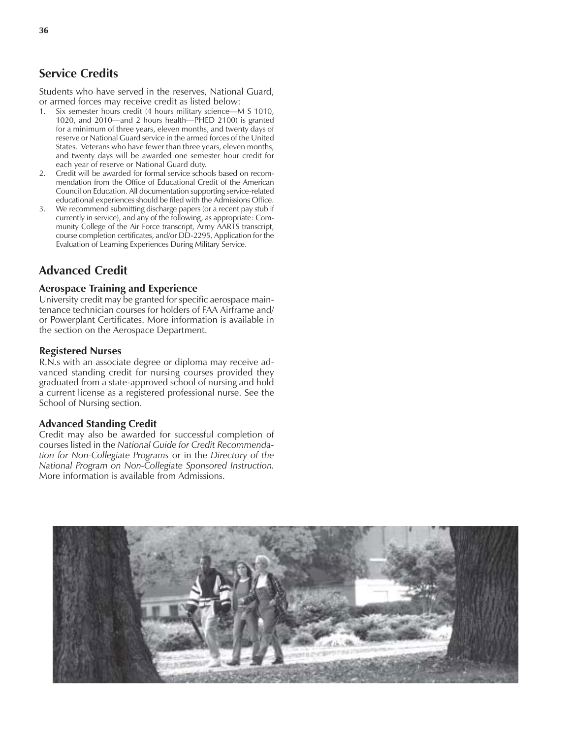## Service Credits

Students who have served in the reserves, National Guard, or armed forces may receive credit as listed below:

1. Six semester hours credit (4 hours military science—M S 1010, 1020, and 2010—and 2 hours health—PHED 2100) is granted for a minimum of three years, eleven months, and twenty days of reserve or National Guard service in the armed forces of the United States. Veterans who have fewer than three years, eleven months, and twenty days will be awarded one semester hour credit for each year of reserve or National Guard duty.
2. Credit will be awarded for formal service schools based on recommendation from the Office of Educational Credit of the American Council on Education. All documentation supporting service-related educational experiences should be filed with the Admissions Office.
3. We recommend submitting discharge papers (or a recent pay stub if currently in service), and any of the following, as appropriate: Community College of the Air Force transcript, Army AARTS transcript, course completion certificates, and/or DD-2295, Application for the Evaluation of Learning Experiences During Military Service.

## Advanced Credit

### Aerospace Training and Experience

University credit may be granted for specific aerospace maintenance technician courses for holders of FAA Airframe and/or Powerplant Certificates. More information is available in the section on the Aerospace Department.

### Registered Nurses

R.N.s with an associate degree or diploma may receive advanced standing credit for nursing courses provided they graduated from a state-approved school of nursing and hold a current license as a registered professional nurse. See the School of Nursing section.

### Advanced Standing Credit

Credit may also be awarded for successful completion of courses listed in the *National Guide for Credit Recommendation for Non-Collegiate Programs* or in the *Directory of the National Program on Non-Collegiate Sponsored Instruction*. More information is available from Admissions.